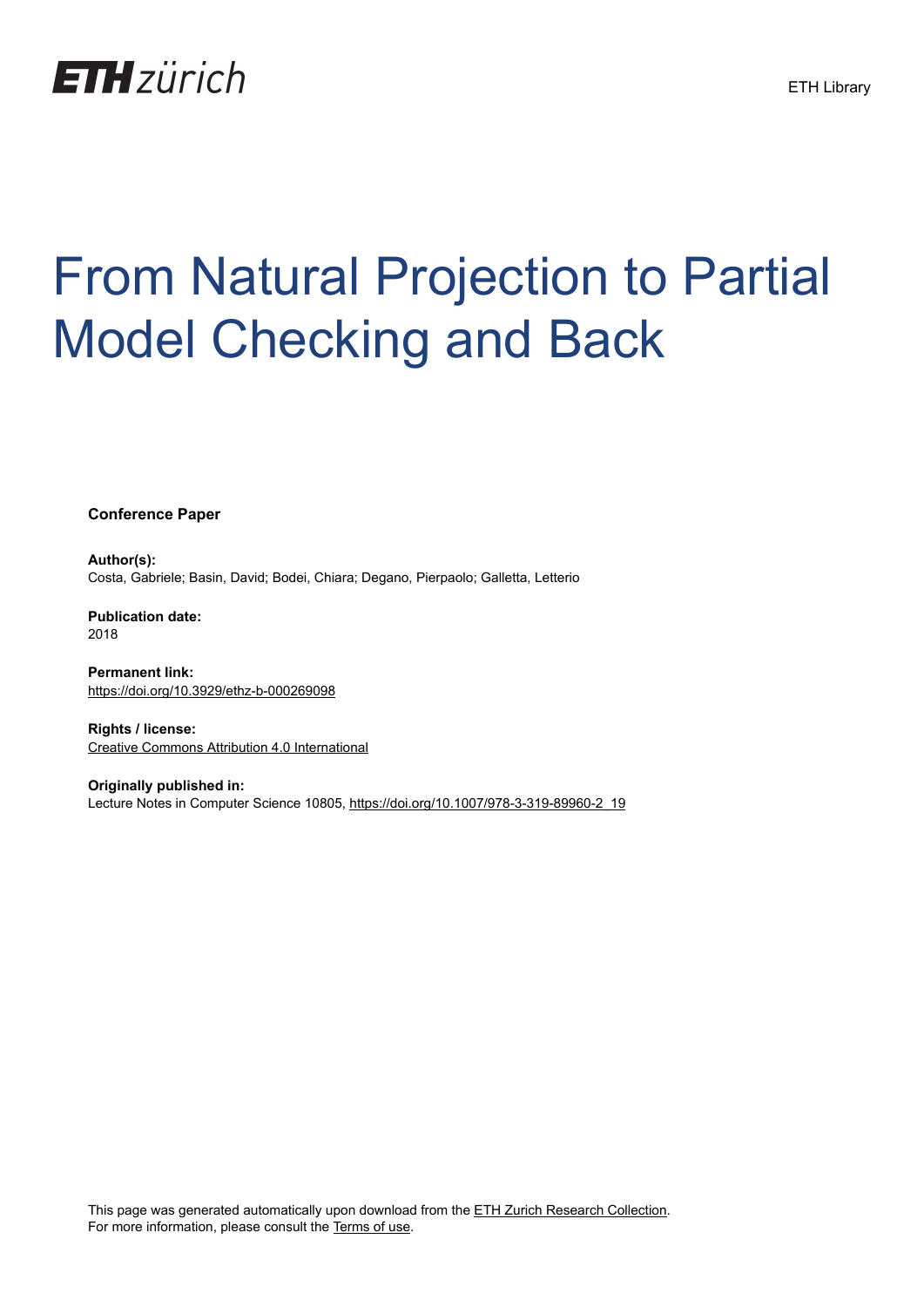ETH zürich

ETH Library

# From Natural Projection to Partial Model Checking and Back

**Conference Paper**

**Author(s):**
Costa, Gabriele; Basin, David; Bodei, Chiara; Degano, Pierpaolo; Galletta, Letterio

**Publication date:**
2018

**Permanent link:**
https://doi.org/10.3929/ethz-b-000269098

**Rights / license:**
Creative Commons Attribution 4.0 International

**Originally published in:**
Lecture Notes in Computer Science 10805, https://doi.org/10.1007/978-3-319-89960-2_19

This page was generated automatically upon download from the ETH Zurich Research Collection.
For more information, please consult the Terms of use.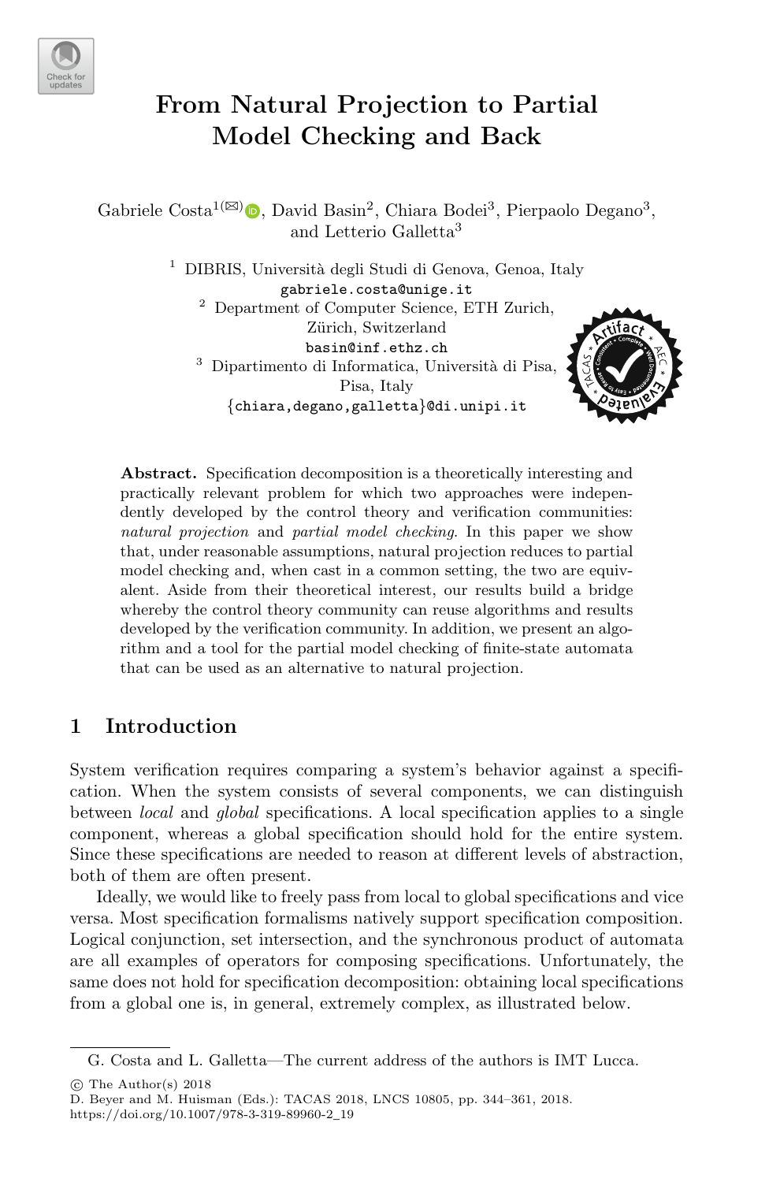# From Natural Projection to Partial Model Checking and Back

Gabriele Costa[1(✉)], David Basin[2], Chiara Bodei[3], Pierpaolo Degano[3], and Letterio Galletta[3]

[1] DIBRIS, Università degli Studi di Genova, Genoa, Italy
gabriele.costa@unige.it

[2] Department of Computer Science, ETH Zurich, Zürich, Switzerland
basin@inf.ethz.ch

[3] Dipartimento di Informatica, Università di Pisa, Pisa, Italy
{chiara,degano,galletta}@di.unipi.it

**Abstract.** Specification decomposition is a theoretically interesting and practically relevant problem for which two approaches were independently developed by the control theory and verification communities: *natural projection* and *partial model checking*. In this paper we show that, under reasonable assumptions, natural projection reduces to partial model checking and, when cast in a common setting, the two are equivalent. Aside from their theoretical interest, our results build a bridge whereby the control theory community can reuse algorithms and results developed by the verification community. In addition, we present an algorithm and a tool for the partial model checking of finite-state automata that can be used as an alternative to natural projection.

## 1 Introduction

System verification requires comparing a system's behavior against a specification. When the system consists of several components, we can distinguish between *local* and *global* specifications. A local specification applies to a single component, whereas a global specification should hold for the entire system. Since these specifications are needed to reason at different levels of abstraction, both of them are often present.

Ideally, we would like to freely pass from local to global specifications and vice versa. Most specification formalisms natively support specification composition. Logical conjunction, set intersection, and the synchronous product of automata are all examples of operators for composing specifications. Unfortunately, the same does not hold for specification decomposition: obtaining local specifications from a global one is, in general, extremely complex, as illustrated below.

G. Costa and L. Galletta—The current address of the authors is IMT Lucca.

© The Author(s) 2018
D. Beyer and M. Huisman (Eds.): TACAS 2018, LNCS 10805, pp. 344–361, 2018.
https://doi.org/10.1007/978-3-319-89960-2_19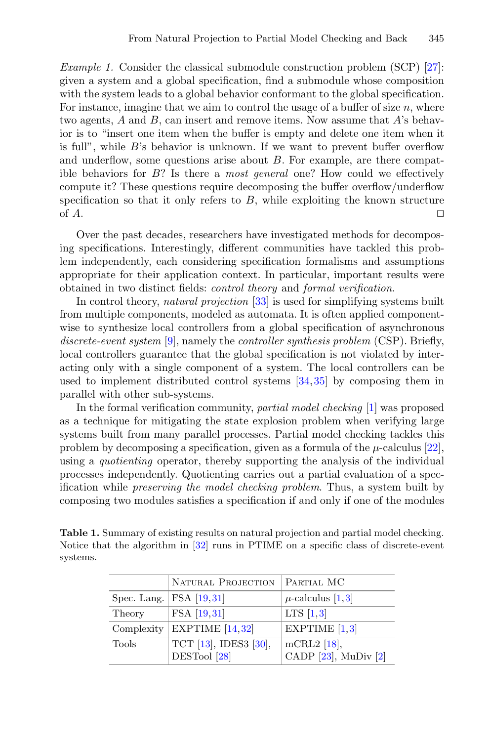*Example 1.* Consider the classical submodule construction problem (SCP) [27]: given a system and a global specification, find a submodule whose composition with the system leads to a global behavior conformant to the global specification. For instance, imagine that we aim to control the usage of a buffer of size $n$, where two agents, $A$ and $B$, can insert and remove items. Now assume that $A$'s behavior is to "insert one item when the buffer is empty and delete one item when it is full", while $B$'s behavior is unknown. If we want to prevent buffer overflow and underflow, some questions arise about $B$. For example, are there compatible behaviors for $B$? Is there a *most general* one? How could we effectively compute it? These questions require decomposing the buffer overflow/underflow specification so that it only refers to $B$, while exploiting the known structure of $A$. □

Over the past decades, researchers have investigated methods for decomposing specifications. Interestingly, different communities have tackled this problem independently, each considering specification formalisms and assumptions appropriate for their application context. In particular, important results were obtained in two distinct fields: *control theory* and *formal verification*.

In control theory, *natural projection* [33] is used for simplifying systems built from multiple components, modeled as automata. It is often applied component-wise to synthesize local controllers from a global specification of asynchronous *discrete-event system* [9], namely the *controller synthesis problem* (CSP). Briefly, local controllers guarantee that the global specification is not violated by interacting only with a single component of a system. The local controllers can be used to implement distributed control systems [34,35] by composing them in parallel with other sub-systems.

In the formal verification community, *partial model checking* [1] was proposed as a technique for mitigating the state explosion problem when verifying large systems built from many parallel processes. Partial model checking tackles this problem by decomposing a specification, given as a formula of the $\mu$-calculus [22], using a *quotienting* operator, thereby supporting the analysis of the individual processes independently. Quotienting carries out a partial evaluation of a specification while *preserving the model checking problem*. Thus, a system built by composing two modules satisfies a specification if and only if one of the modules

**Table 1.** Summary of existing results on natural projection and partial model checking. Notice that the algorithm in [32] runs in PTIME on a specific class of discrete-event systems.

| | Natural Projection | Partial MC |
|---|---|---|
| Spec. Lang. | FSA [19,31] | $\mu$-calculus [1,3] |
| Theory | FSA [19,31] | LTS [1,3] |
| Complexity | EXPTIME [14,32] | EXPTIME [1,3] |
| Tools | TCT [13], IDES3 [30], DESTool [28] | mCRL2 [18], CADP [23], MuDiv [2] |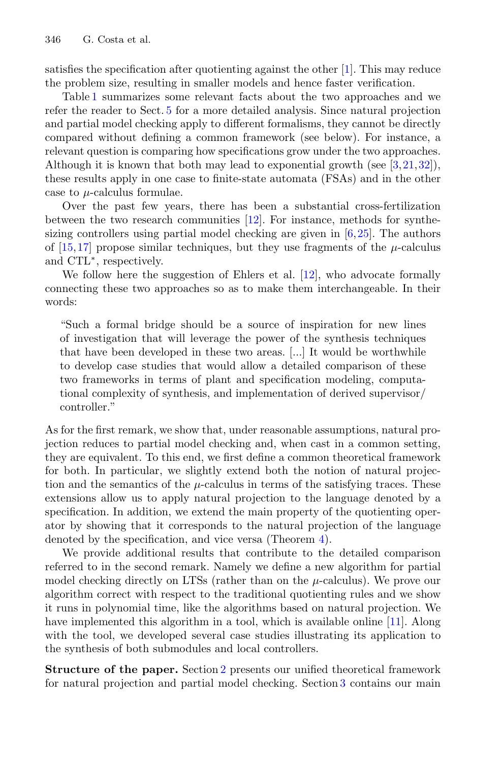satisfies the specification after quotienting against the other [1]. This may reduce the problem size, resulting in smaller models and hence faster verification.

Table 1 summarizes some relevant facts about the two approaches and we refer the reader to Sect. 5 for a more detailed analysis. Since natural projection and partial model checking apply to different formalisms, they cannot be directly compared without defining a common framework (see below). For instance, a relevant question is comparing how specifications grow under the two approaches. Although it is known that both may lead to exponential growth (see [3,21,32]), these results apply in one case to finite-state automata (FSAs) and in the other case to $\mu$-calculus formulae.

Over the past few years, there has been a substantial cross-fertilization between the two research communities [12]. For instance, methods for synthesizing controllers using partial model checking are given in [6,25]. The authors of [15,17] propose similar techniques, but they use fragments of the $\mu$-calculus and CTL$^*$, respectively.

We follow here the suggestion of Ehlers et al. [12], who advocate formally connecting these two approaches so as to make them interchangeable. In their words:

> "Such a formal bridge should be a source of inspiration for new lines of investigation that will leverage the power of the synthesis techniques that have been developed in these two areas. [...] It would be worthwhile to develop case studies that would allow a detailed comparison of these two frameworks in terms of plant and specification modeling, computational complexity of synthesis, and implementation of derived supervisor/controller."

As for the first remark, we show that, under reasonable assumptions, natural projection reduces to partial model checking and, when cast in a common setting, they are equivalent. To this end, we first define a common theoretical framework for both. In particular, we slightly extend both the notion of natural projection and the semantics of the $\mu$-calculus in terms of the satisfying traces. These extensions allow us to apply natural projection to the language denoted by a specification. In addition, we extend the main property of the quotienting operator by showing that it corresponds to the natural projection of the language denoted by the specification, and vice versa (Theorem 4).

We provide additional results that contribute to the detailed comparison referred to in the second remark. Namely we define a new algorithm for partial model checking directly on LTSs (rather than on the $\mu$-calculus). We prove our algorithm correct with respect to the traditional quotienting rules and we show it runs in polynomial time, like the algorithms based on natural projection. We have implemented this algorithm in a tool, which is available online [11]. Along with the tool, we developed several case studies illustrating its application to the synthesis of both submodules and local controllers.

**Structure of the paper.** Section 2 presents our unified theoretical framework for natural projection and partial model checking. Section 3 contains our main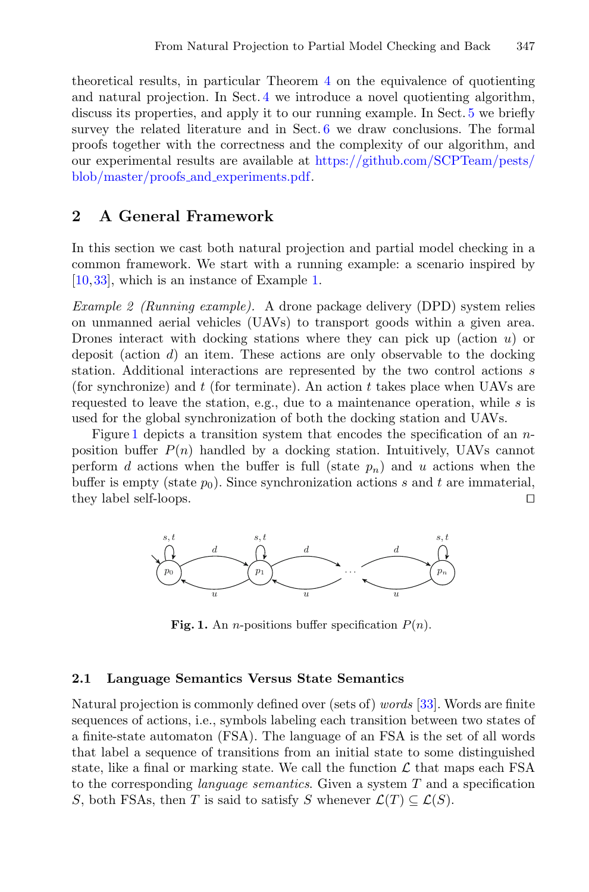theoretical results, in particular Theorem 4 on the equivalence of quotienting and natural projection. In Sect. 4 we introduce a novel quotienting algorithm, discuss its properties, and apply it to our running example. In Sect. 5 we briefly survey the related literature and in Sect. 6 we draw conclusions. The formal proofs together with the correctness and the complexity of our algorithm, and our experimental results are available at https://github.com/SCPTeam/pests/blob/master/proofs_and_experiments.pdf.

## 2 A General Framework

In this section we cast both natural projection and partial model checking in a common framework. We start with a running example: a scenario inspired by [10,33], which is an instance of Example 1.

*Example 2 (Running example).* A drone package delivery (DPD) system relies on unmanned aerial vehicles (UAVs) to transport goods within a given area. Drones interact with docking stations where they can pick up (action $u$) or deposit (action $d$) an item. These actions are only observable to the docking station. Additional interactions are represented by the two control actions $s$ (for synchronize) and $t$ (for terminate). An action $t$ takes place when UAVs are requested to leave the station, e.g., due to a maintenance operation, while $s$ is used for the global synchronization of both the docking station and UAVs.

Figure 1 depicts a transition system that encodes the specification of an $n$-position buffer $P(n)$ handled by a docking station. Intuitively, UAVs cannot perform $d$ actions when the buffer is full (state $p_n$) and $u$ actions when the buffer is empty (state $p_0$). Since synchronization actions $s$ and $t$ are immaterial, they label self-loops. □

**Fig. 1.** An $n$-positions buffer specification $P(n)$.

### 2.1 Language Semantics Versus State Semantics

Natural projection is commonly defined over (sets of) *words* [33]. Words are finite sequences of actions, i.e., symbols labeling each transition between two states of a finite-state automaton (FSA). The language of an FSA is the set of all words that label a sequence of transitions from an initial state to some distinguished state, like a final or marking state. We call the function $\mathcal{L}$ that maps each FSA to the corresponding *language semantics*. Given a system $T$ and a specification $S$, both FSAs, then $T$ is said to satisfy $S$ whenever $\mathcal{L}(T) \subseteq \mathcal{L}(S)$.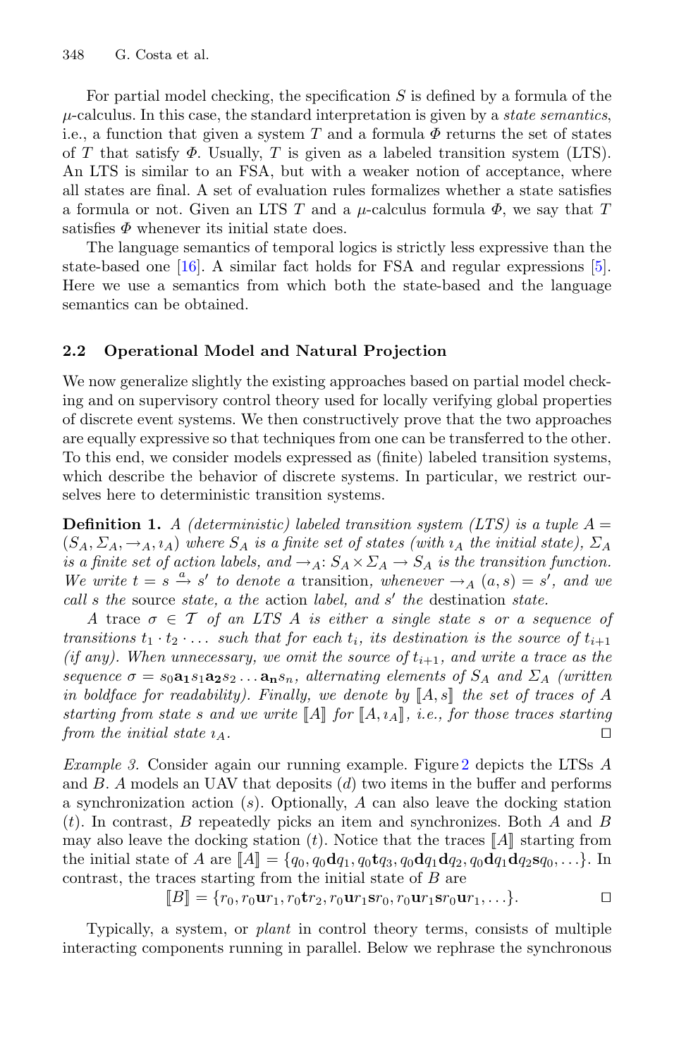For partial model checking, the specification $S$ is defined by a formula of the $\mu$-calculus. In this case, the standard interpretation is given by a *state semantics*, i.e., a function that given a system $T$ and a formula $\Phi$ returns the set of states of $T$ that satisfy $\Phi$. Usually, $T$ is given as a labeled transition system (LTS). An LTS is similar to an FSA, but with a weaker notion of acceptance, where all states are final. A set of evaluation rules formalizes whether a state satisfies a formula or not. Given an LTS $T$ and a $\mu$-calculus formula $\Phi$, we say that $T$ satisfies $\Phi$ whenever its initial state does.

The language semantics of temporal logics is strictly less expressive than the state-based one [16]. A similar fact holds for FSA and regular expressions [5]. Here we use a semantics from which both the state-based and the language semantics can be obtained.

### 2.2 Operational Model and Natural Projection

We now generalize slightly the existing approaches based on partial model checking and on supervisory control theory used for locally verifying global properties of discrete event systems. We then constructively prove that the two approaches are equally expressive so that techniques from one can be transferred to the other. To this end, we consider models expressed as (finite) labeled transition systems, which describe the behavior of discrete systems. In particular, we restrict ourselves here to deterministic transition systems.

**Definition 1.** *A (deterministic) labeled transition system (LTS) is a tuple $A = (S_A, \Sigma_A, \rightarrow_A, \imath_A)$ where $S_A$ is a finite set of states (with $\imath_A$ the initial state), $\Sigma_A$ is a finite set of action labels, and $\rightarrow_A : S_A \times \Sigma_A \rightarrow S_A$ is the transition function. We write $t = s \xrightarrow{a} s'$ to denote a* transition*, whenever $\rightarrow_A (a, s) = s'$, and we call $s$ the* source *state, $a$ the* action *label, and $s'$ the* destination *state.*

*A trace $\sigma \in \mathcal{T}$ of an LTS $A$ is either a single state $s$ or a sequence of transitions $t_1 \cdot t_2 \cdot \ldots$ such that for each $t_i$, its destination is the source of $t_{i+1}$ (if any). When unnecessary, we omit the source of $t_{i+1}$, and write a trace as the sequence $\sigma = s_0 \mathbf{a_1} s_1 \mathbf{a_2} s_2 \ldots \mathbf{a_n} s_n$, alternating elements of $S_A$ and $\Sigma_A$ (written in boldface for readability). Finally, we denote by $[\![A, s]\!]$ the set of traces of $A$ starting from state $s$ and we write $[\![A]\!]$ for $[\![A, \imath_A]\!]$, i.e., for those traces starting from the initial state $\imath_A$.* □

*Example 3.* Consider again our running example. Figure 2 depicts the LTSs $A$ and $B$. $A$ models an UAV that deposits ($d$) two items in the buffer and performs a synchronization action ($s$). Optionally, $A$ can also leave the docking station ($t$). In contrast, $B$ repeatedly picks an item and synchronizes. Both $A$ and $B$ may also leave the docking station ($t$). Notice that the traces $[\![A]\!]$ starting from the initial state of $A$ are $[\![A]\!] = \{q_0, q_0\mathbf{d}q_1, q_0\mathbf{t}q_3, q_0\mathbf{d}q_1\mathbf{d}q_2, q_0\mathbf{d}q_1\mathbf{d}q_2\mathbf{s}q_0, \ldots\}$. In contrast, the traces starting from the initial state of $B$ are

$$[\![B]\!] = \{r_0, r_0\mathbf{u}r_1, r_0\mathbf{t}r_2, r_0\mathbf{u}r_1\mathbf{s}r_0, r_0\mathbf{u}r_1\mathbf{s}r_0\mathbf{u}r_1, \ldots\}.$$

□

Typically, a system, or *plant* in control theory terms, consists of multiple interacting components running in parallel. Below we rephrase the synchronous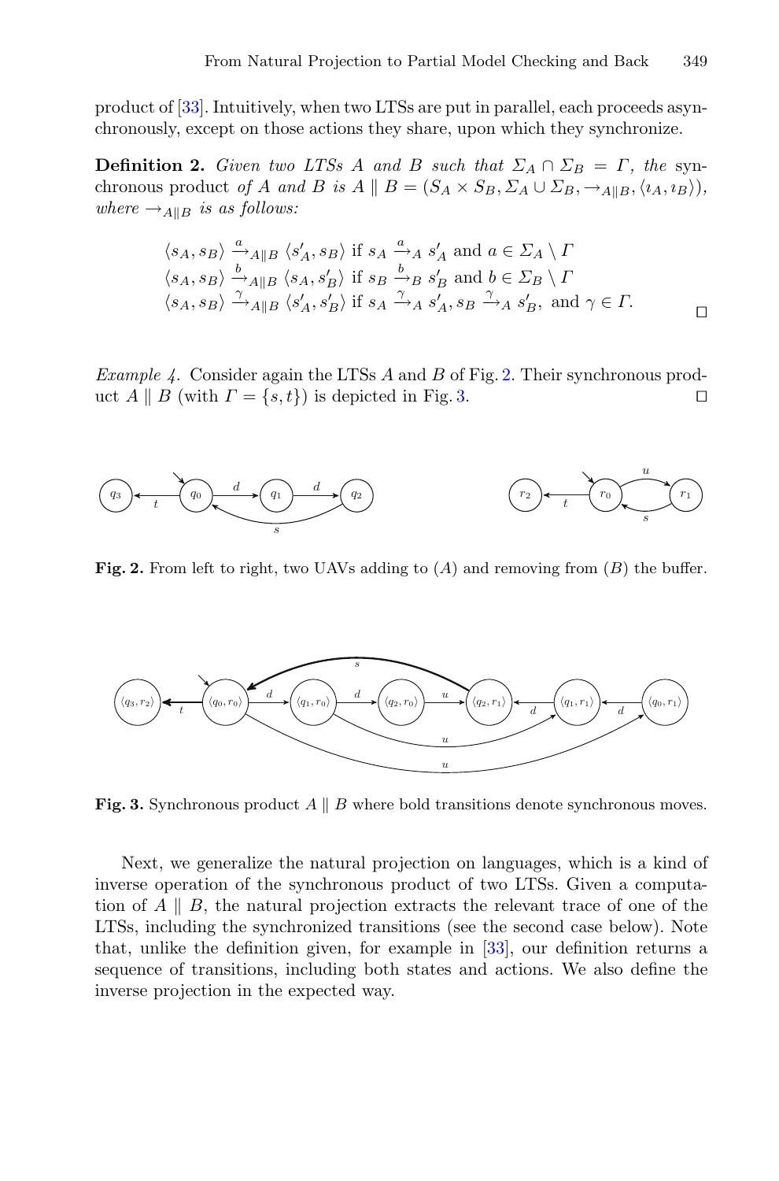product of [33]. Intuitively, when two LTSs are put in parallel, each proceeds asynchronously, except on those actions they share, upon which they synchronize.

**Definition 2.** *Given two LTSs $A$ and $B$ such that $\Sigma_A \cap \Sigma_B = \Gamma$, the* synchronous product *of $A$ and $B$ is $A \parallel B = (S_A \times S_B, \Sigma_A \cup \Sigma_B, \rightarrow_{A\parallel B}, \langle \imath_A, \imath_B \rangle)$, where $\rightarrow_{A\parallel B}$ is as follows:*

$$\langle s_A, s_B \rangle \xrightarrow{a}_{A\parallel B} \langle s'_A, s_B \rangle \text{ if } s_A \xrightarrow{a}_A s'_A \text{ and } a \in \Sigma_A \setminus \Gamma$$
$$\langle s_A, s_B \rangle \xrightarrow{b}_{A\parallel B} \langle s_A, s'_B \rangle \text{ if } s_B \xrightarrow{b}_B s'_B \text{ and } b \in \Sigma_B \setminus \Gamma$$
$$\langle s_A, s_B \rangle \xrightarrow{\gamma}_{A\parallel B} \langle s'_A, s'_B \rangle \text{ if } s_A \xrightarrow{\gamma}_A s'_A, s_B \xrightarrow{\gamma}_A s'_B, \text{ and } \gamma \in \Gamma.$$

□

*Example 4.* Consider again the LTSs $A$ and $B$ of Fig. 2. Their synchronous product $A \parallel B$ (with $\Gamma = \{s, t\}$) is depicted in Fig. 3. □

**Fig. 2.** From left to right, two UAVs adding to ($A$) and removing from ($B$) the buffer.

**Fig. 3.** Synchronous product $A \parallel B$ where bold transitions denote synchronous moves.

Next, we generalize the natural projection on languages, which is a kind of inverse operation of the synchronous product of two LTSs. Given a computation of $A \parallel B$, the natural projection extracts the relevant trace of one of the LTSs, including the synchronized transitions (see the second case below). Note that, unlike the definition given, for example in [33], our definition returns a sequence of transitions, including both states and actions. We also define the inverse projection in the expected way.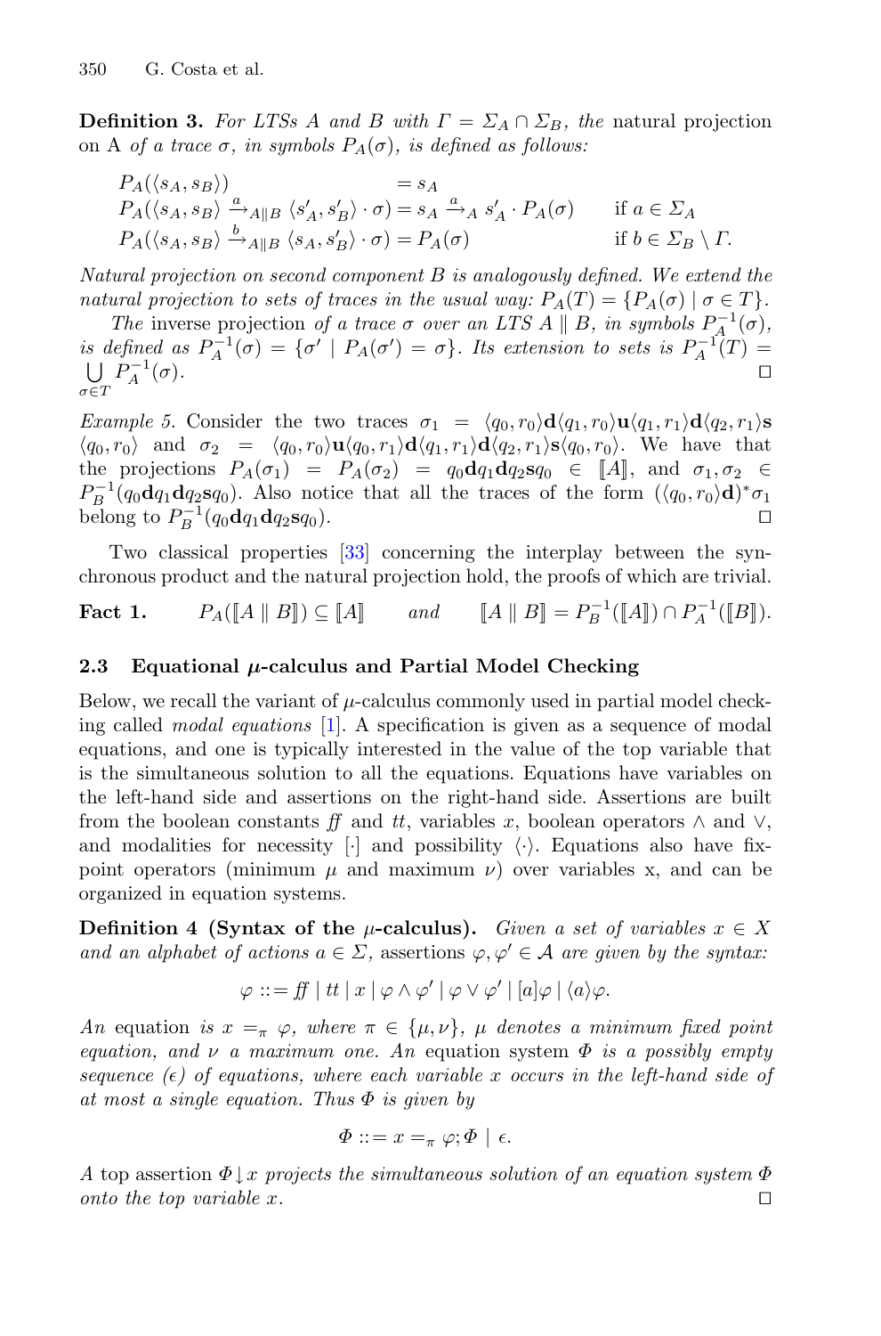**Definition 3.** *For LTSs A and B with $\Gamma = \Sigma_A \cap \Sigma_B$, the* natural projection *on A of a trace $\sigma$, in symbols $P_A(\sigma)$, is defined as follows:*

$$
\begin{array}{lll}
P_A(\langle s_A, s_B \rangle) & = s_A & \\
P_A(\langle s_A, s_B \rangle \xrightarrow{a}_{A \| B} \langle s'_A, s'_B \rangle \cdot \sigma) & = s_A \xrightarrow{a}_A s'_A \cdot P_A(\sigma) & \text{if } a \in \Sigma_A \\
P_A(\langle s_A, s_B \rangle \xrightarrow{b}_{A \| B} \langle s_A, s'_B \rangle \cdot \sigma) & = P_A(\sigma) & \text{if } b \in \Sigma_B \setminus \Gamma.
\end{array}
$$

*Natural projection on second component B is analogously defined. We extend the natural projection to sets of traces in the usual way: $P_A(T) = \{P_A(\sigma) \mid \sigma \in T\}$.*

*The* inverse projection *of a trace $\sigma$ over an LTS $A \parallel B$, in symbols $P_A^{-1}(\sigma)$, is defined as $P_A^{-1}(\sigma) = \{\sigma' \mid P_A(\sigma') = \sigma\}$. Its extension to sets is $P_A^{-1}(T) = \bigcup_{\sigma \in T} P_A^{-1}(\sigma)$.* ◻

*Example 5.* Consider the two traces $\sigma_1 = \langle q_0, r_0 \rangle \mathbf{d} \langle q_1, r_0 \rangle \mathbf{u} \langle q_1, r_1 \rangle \mathbf{d} \langle q_2, r_1 \rangle \mathbf{s} \langle q_0, r_0 \rangle$ and $\sigma_2 = \langle q_0, r_0 \rangle \mathbf{u} \langle q_0, r_1 \rangle \mathbf{d} \langle q_1, r_1 \rangle \mathbf{d} \langle q_2, r_1 \rangle \mathbf{s} \langle q_0, r_0 \rangle$. We have that the projections $P_A(\sigma_1) = P_A(\sigma_2) = q_0 \mathbf{d} q_1 \mathbf{d} q_2 \mathbf{s} q_0 \in [\![A]\!]$, and $\sigma_1, \sigma_2 \in P_B^{-1}(q_0 \mathbf{d} q_1 \mathbf{d} q_2 \mathbf{s} q_0)$. Also notice that all the traces of the form $(\langle q_0, r_0 \rangle \mathbf{d})^* \sigma_1$ belong to $P_B^{-1}(q_0 \mathbf{d} q_1 \mathbf{d} q_2 \mathbf{s} q_0)$. ◻

Two classical properties [33] concerning the interplay between the synchronous product and the natural projection hold, the proofs of which are trivial.

**Fact 1.** $\quad P_A([\![A \parallel B]\!]) \subseteq [\![A]\!] \quad$ *and* $\quad [\![A \parallel B]\!] = P_B^{-1}([\![A]\!]) \cap P_A^{-1}([\![B]\!])$.

### 2.3 Equational $\mu$-calculus and Partial Model Checking

Below, we recall the variant of $\mu$-calculus commonly used in partial model checking called *modal equations* [1]. A specification is given as a sequence of modal equations, and one is typically interested in the value of the top variable that is the simultaneous solution to all the equations. Equations have variables on the left-hand side and assertions on the right-hand side. Assertions are built from the boolean constants $f\!f$ and $tt$, variables $x$, boolean operators $\wedge$ and $\vee$, and modalities for necessity $[\cdot]$ and possibility $\langle \cdot \rangle$. Equations also have fixpoint operators (minimum $\mu$ and maximum $\nu$) over variables x, and can be organized in equation systems.

**Definition 4 (Syntax of the $\mu$-calculus).** *Given a set of variables $x \in X$ and an alphabet of actions $a \in \Sigma$,* assertions *$\varphi, \varphi' \in \mathcal{A}$ are given by the syntax:*

$$\varphi ::= f\!f \mid tt \mid x \mid \varphi \wedge \varphi' \mid \varphi \vee \varphi' \mid [a]\varphi \mid \langle a \rangle \varphi.$$

*An* equation *is $x =_\pi \varphi$, where $\pi \in \{\mu, \nu\}$, $\mu$ denotes a minimum fixed point equation, and $\nu$ a maximum one. An* equation system *$\Phi$ is a possibly empty sequence ($\epsilon$) of equations, where each variable $x$ occurs in the left-hand side of at most a single equation. Thus $\Phi$ is given by*

$$\Phi ::= x =_\pi \varphi; \Phi \mid \epsilon.$$

*A* top assertion *$\Phi \downarrow x$ projects the simultaneous solution of an equation system $\Phi$ onto the top variable $x$.* ◻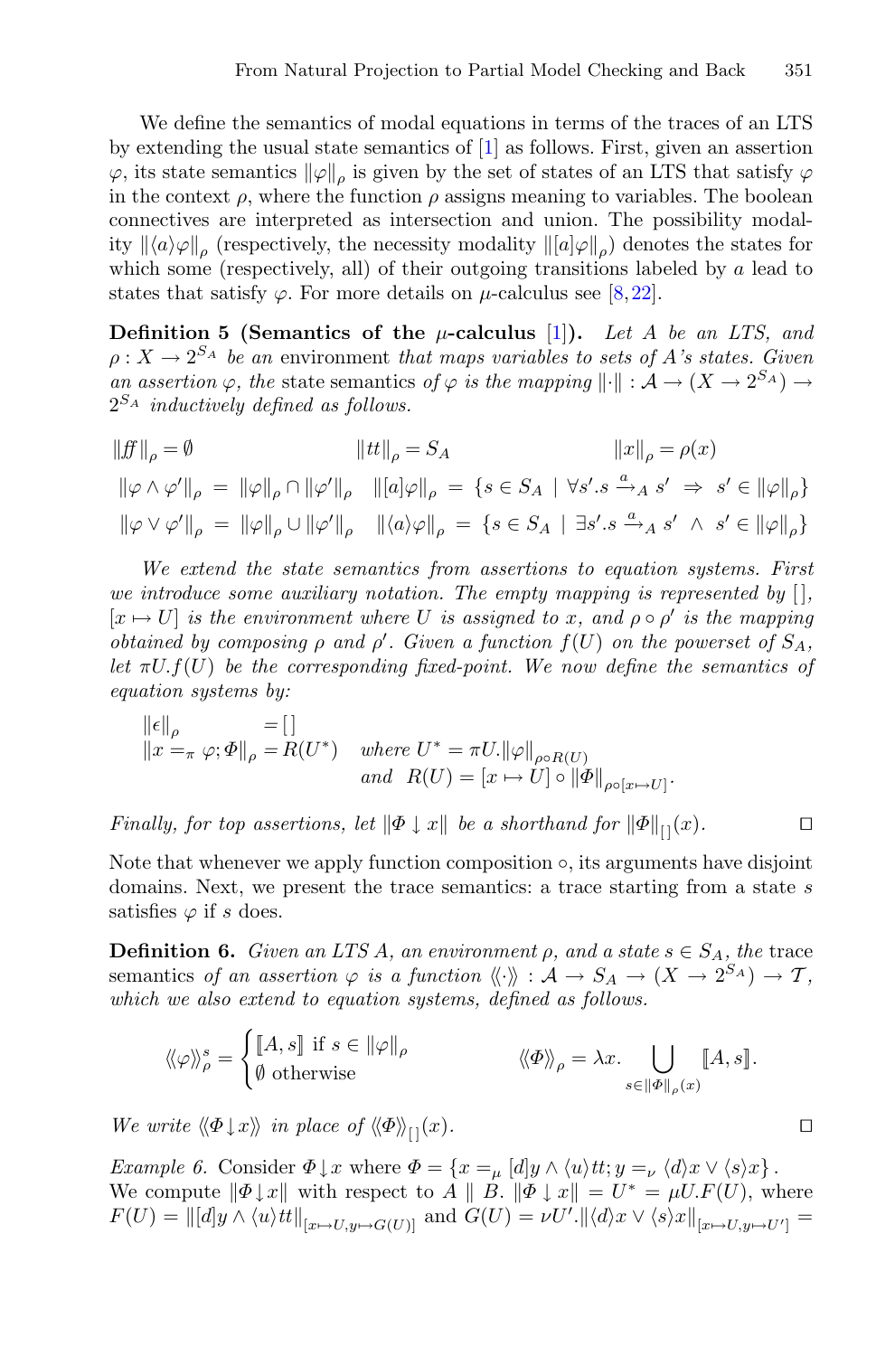We define the semantics of modal equations in terms of the traces of an LTS by extending the usual state semantics of [1] as follows. First, given an assertion $\varphi$, its state semantics $\|\varphi\|_\rho$ is given by the set of states of an LTS that satisfy $\varphi$ in the context $\rho$, where the function $\rho$ assigns meaning to variables. The boolean connectives are interpreted as intersection and union. The possibility modality $\|\langle a\rangle\varphi\|_\rho$ (respectively, the necessity modality $\|[a]\varphi\|_\rho$) denotes the states for which some (respectively, all) of their outgoing transitions labeled by $a$ lead to states that satisfy $\varphi$. For more details on $\mu$-calculus see [8,22].

**Definition 5 (Semantics of the $\mu$-calculus [1]).** *Let $A$ be an LTS, and $\rho : X \to 2^{S_A}$ be an* environment *that maps variables to sets of $A$'s states. Given an assertion $\varphi$, the* state semantics *of $\varphi$ is the mapping $\|\cdot\| : \mathcal{A} \to (X \to 2^{S_A}) \to 2^{S_A}$ inductively defined as follows.*

$$\|\mathit{ff}\|_\rho = \emptyset \qquad \|\mathit{tt}\|_\rho = S_A \qquad \|x\|_\rho = \rho(x)$$

$$\|\varphi \wedge \varphi'\|_\rho = \|\varphi\|_\rho \cap \|\varphi'\|_\rho \quad \|[a]\varphi\|_\rho = \{s \in S_A \mid \forall s'.s \xrightarrow{a}_A s' \Rightarrow s' \in \|\varphi\|_\rho\}$$

$$\|\varphi \vee \varphi'\|_\rho = \|\varphi\|_\rho \cup \|\varphi'\|_\rho \quad \|\langle a\rangle\varphi\|_\rho = \{s \in S_A \mid \exists s'.s \xrightarrow{a}_A s' \wedge s' \in \|\varphi\|_\rho\}$$

*We extend the state semantics from assertions to equation systems. First we introduce some auxiliary notation. The empty mapping is represented by $[\,]$, $[x \mapsto U]$ is the environment where $U$ is assigned to $x$, and $\rho \circ \rho'$ is the mapping obtained by composing $\rho$ and $\rho'$. Given a function $f(U)$ on the powerset of $S_A$, let $\pi U.f(U)$ be the corresponding fixed-point. We now define the semantics of equation systems by:*

$$\begin{array}{lll} \|\epsilon\|_\rho & = [\,] & \\ \|x =_\pi \varphi; \Phi\|_\rho & = R(U^*) & \text{where } U^* = \pi U.\|\varphi\|_{\rho\circ R(U)} \\ & & \text{and } \ R(U) = [x \mapsto U] \circ \|\Phi\|_{\rho\circ[x\mapsto U]}. \end{array}$$

*Finally, for top assertions, let $\|\Phi \downarrow x\|$ be a shorthand for $\|\Phi\|_{[\,]}(x)$.* □

Note that whenever we apply function composition $\circ$, its arguments have disjoint domains. Next, we present the trace semantics: a trace starting from a state $s$ satisfies $\varphi$ if $s$ does.

**Definition 6.** *Given an LTS $A$, an environment $\rho$, and a state $s \in S_A$, the* trace semantics *of an assertion $\varphi$ is a function $\langle\!\langle\cdot\rangle\!\rangle : \mathcal{A} \to S_A \to (X \to 2^{S_A}) \to \mathcal{T}$, which we also extend to equation systems, defined as follows.*

$$\langle\!\langle\varphi\rangle\!\rangle_\rho^s = \begin{cases} [\![A, s]\!] \text{ if } s \in \|\varphi\|_\rho \\ \emptyset \text{ otherwise} \end{cases} \qquad \langle\!\langle\Phi\rangle\!\rangle_\rho = \lambda x. \bigcup_{s \in \|\Phi\|_\rho(x)} [\![A, s]\!].$$

*We write $\langle\!\langle\Phi \downarrow x\rangle\!\rangle$ in place of $\langle\!\langle\Phi\rangle\!\rangle_{[\,]}(x)$.* □

*Example 6.* Consider $\Phi \downarrow x$ where $\Phi = \{x =_\mu [d]y \wedge \langle u\rangle tt; y =_\nu \langle d\rangle x \vee \langle s\rangle x\}$. We compute $\|\Phi \downarrow x\|$ with respect to $A \parallel B$. $\|\Phi \downarrow x\| = U^* = \mu U.F(U)$, where $F(U) = \|[d]y \wedge \langle u\rangle tt\|_{[x\mapsto U, y\mapsto G(U)]}$ and $G(U) = \nu U'.\|\langle d\rangle x \vee \langle s\rangle x\|_{[x\mapsto U, y\mapsto U']} =$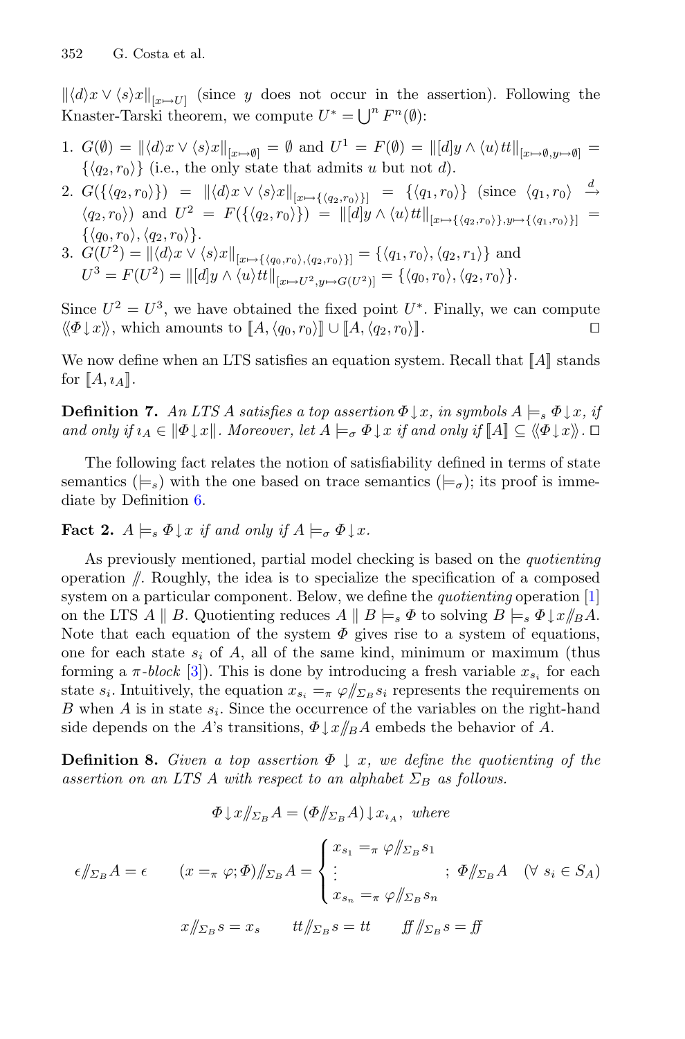$\|\langle d\rangle x \vee \langle s\rangle x\|_{[x\mapsto U]}$ (since $y$ does not occur in the assertion). Following the Knaster-Tarski theorem, we compute $U^* = \bigcup^n F^n(\emptyset)$:

1. $G(\emptyset) = \|\langle d\rangle x \vee \langle s\rangle x\|_{[x\mapsto\emptyset]} = \emptyset$ and $U^1 = F(\emptyset) = \|[d]y \wedge \langle u\rangle tt\|_{[x\mapsto\emptyset,y\mapsto\emptyset]} = \{\langle q_2, r_0\rangle\}$ (i.e., the only state that admits $u$ but not $d$).
2. $G(\{\langle q_2, r_0\rangle\}) = \|\langle d\rangle x \vee \langle s\rangle x\|_{[x\mapsto\{\langle q_2,r_0\rangle\}]} = \{\langle q_1, r_0\rangle\}$ (since $\langle q_1, r_0\rangle \xrightarrow{d} \langle q_2, r_0\rangle$) and $U^2 = F(\{\langle q_2, r_0\rangle\}) = \|[d]y \wedge \langle u\rangle tt\|_{[x\mapsto\{\langle q_2,r_0\rangle\},y\mapsto\{\langle q_1,r_0\rangle\}]} = \{\langle q_0, r_0\rangle, \langle q_2, r_0\rangle\}$.
3. $G(U^2) = \|\langle d\rangle x \vee \langle s\rangle x\|_{[x\mapsto\{\langle q_0,r_0\rangle,\langle q_2,r_0\rangle\}]} = \{\langle q_1, r_0\rangle, \langle q_2, r_1\rangle\}$ and $U^3 = F(U^2) = \|[d]y \wedge \langle u\rangle tt\|_{[x\mapsto U^2,y\mapsto G(U^2)]} = \{\langle q_0, r_0\rangle, \langle q_2, r_0\rangle\}$.

Since $U^2 = U^3$, we have obtained the fixed point $U^*$. Finally, we can compute $\langle\!\langle \Phi \downarrow x\rangle\!\rangle$, which amounts to $[\![A, \langle q_0, r_0\rangle]\!] \cup [\![A, \langle q_2, r_0\rangle]\!]$. □

We now define when an LTS satisfies an equation system. Recall that $[\![A]\!]$ stands for $[\![A, \imath_A]\!]$.

**Definition 7.** *An LTS $A$ satisfies a top assertion $\Phi \downarrow x$, in symbols $A \models_s \Phi \downarrow x$, if and only if $\imath_A \in \|\Phi \downarrow x\|$. Moreover, let $A \models_\sigma \Phi \downarrow x$ if and only if $[\![A]\!] \subseteq \langle\!\langle \Phi \downarrow x\rangle\!\rangle$.* □

The following fact relates the notion of satisfiability defined in terms of state semantics ($\models_s$) with the one based on trace semantics ($\models_\sigma$); its proof is immediate by Definition 6.

**Fact 2.** *$A \models_s \Phi \downarrow x$ if and only if $A \models_\sigma \Phi \downarrow x$.*

As previously mentioned, partial model checking is based on the *quotienting* operation $/\!\!/$. Roughly, the idea is to specialize the specification of a composed system on a particular component. Below, we define the *quotienting* operation [1] on the LTS $A \parallel B$. Quotienting reduces $A \parallel B \models_s \Phi$ to solving $B \models_s \Phi \downarrow x /\!\!/_B A$. Note that each equation of the system $\Phi$ gives rise to a system of equations, one for each state $s_i$ of $A$, all of the same kind, minimum or maximum (thus forming a $\pi$-*block* [3]). This is done by introducing a fresh variable $x_{s_i}$ for each state $s_i$. Intuitively, the equation $x_{s_i} =_\pi \varphi /\!\!/_{\Sigma_B} s_i$ represents the requirements on $B$ when $A$ is in state $s_i$. Since the occurrence of the variables on the right-hand side depends on the $A$'s transitions, $\Phi \downarrow x /\!\!/_B A$ embeds the behavior of $A$.

**Definition 8.** *Given a top assertion $\Phi \downarrow x$, we define the quotienting of the assertion on an LTS $A$ with respect to an alphabet $\Sigma_B$ as follows.*

$$\Phi \downarrow x /\!\!/_{\Sigma_B} A = (\Phi /\!\!/_{\Sigma_B} A) \downarrow x_{\imath_A}, \text{ where}$$

$$\epsilon /\!\!/_{\Sigma_B} A = \epsilon \qquad (x =_\pi \varphi; \Phi) /\!\!/_{\Sigma_B} A = \begin{cases} x_{s_1} =_\pi \varphi /\!\!/_{\Sigma_B} s_1 \\ \vdots \\ x_{s_n} =_\pi \varphi /\!\!/_{\Sigma_B} s_n \end{cases} ;\ \Phi /\!\!/_{\Sigma_B} A \quad (\forall\ s_i \in S_A)$$

$$x /\!\!/_{\Sigma_B} s = x_s \qquad tt /\!\!/_{\Sigma_B} s = tt \qquad ff /\!\!/_{\Sigma_B} s = ff$$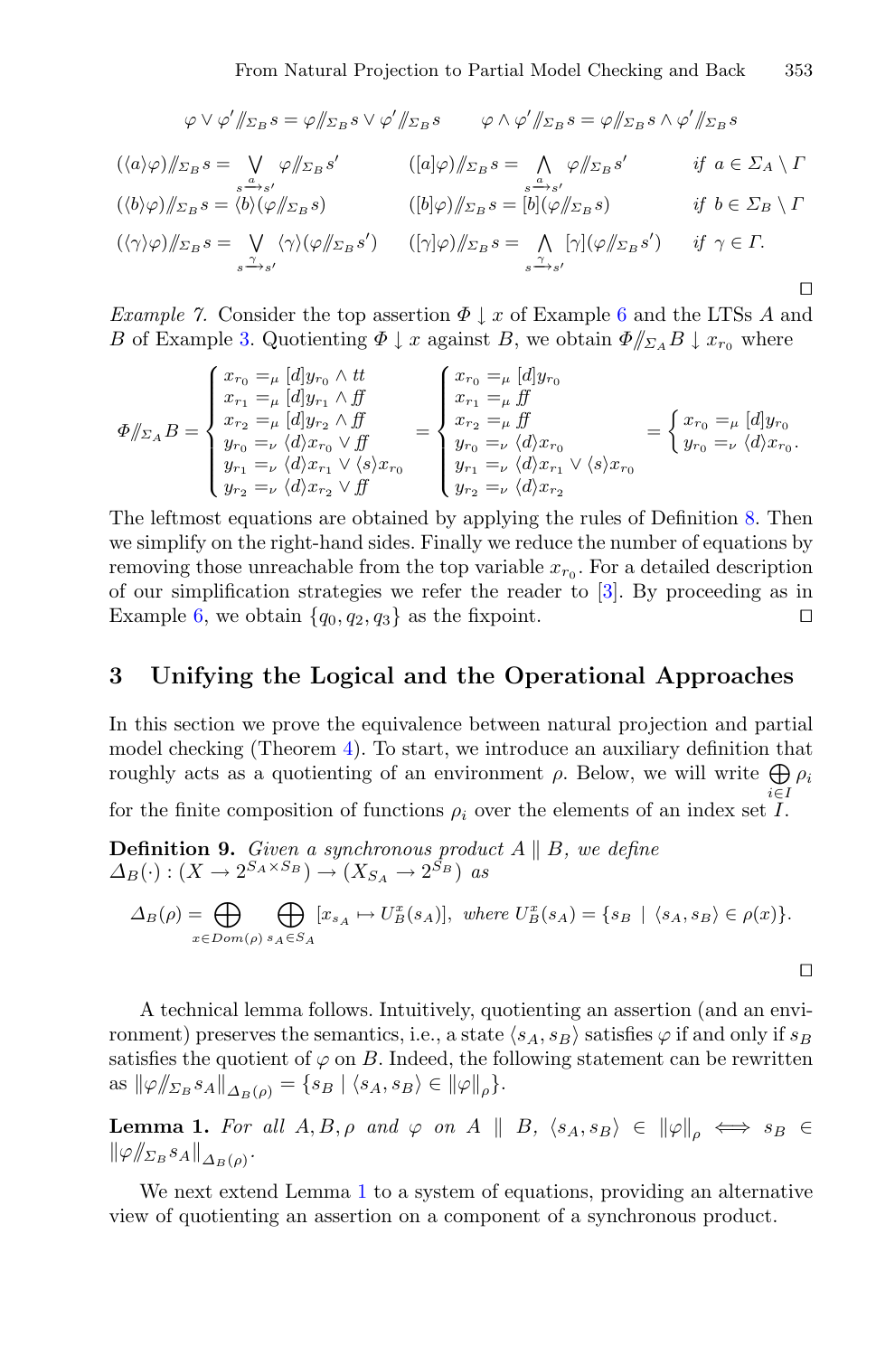$$\varphi \vee \varphi' /\!\!/_{\Sigma_B} s = \varphi /\!\!/_{\Sigma_B} s \vee \varphi' /\!\!/_{\Sigma_B} s \qquad \varphi \wedge \varphi' /\!\!/_{\Sigma_B} s = \varphi /\!\!/_{\Sigma_B} s \wedge \varphi' /\!\!/_{\Sigma_B} s$$

$$\begin{array}{lll}
(\langle a \rangle \varphi) /\!\!/_{\Sigma_B} s = \bigvee\limits_{s \xrightarrow{a} s'} \varphi /\!\!/_{\Sigma_B} s' & ([a]\varphi) /\!\!/_{\Sigma_B} s = \bigwedge\limits_{s \xrightarrow{a} s'} \varphi /\!\!/_{\Sigma_B} s' & \text{if } a \in \Sigma_A \setminus \Gamma \\
(\langle b \rangle \varphi) /\!\!/_{\Sigma_B} s = \langle b \rangle (\varphi /\!\!/_{\Sigma_B} s) & ([b]\varphi) /\!\!/_{\Sigma_B} s = [b](\varphi /\!\!/_{\Sigma_B} s) & \text{if } b \in \Sigma_B \setminus \Gamma \\
(\langle \gamma \rangle \varphi) /\!\!/_{\Sigma_B} s = \bigvee\limits_{s \xrightarrow{\gamma} s'} \langle \gamma \rangle (\varphi /\!\!/_{\Sigma_B} s') & ([\gamma]\varphi) /\!\!/_{\Sigma_B} s = \bigwedge\limits_{s \xrightarrow{\gamma} s'} [\gamma](\varphi /\!\!/_{\Sigma_B} s') & \text{if } \gamma \in \Gamma.
\end{array}$$

□

*Example 7.* Consider the top assertion $\Phi \downarrow x$ of Example 6 and the LTSs $A$ and $B$ of Example 3. Quotienting $\Phi \downarrow x$ against $B$, we obtain $\Phi /\!\!/_{\Sigma_A} B \downarrow x_{r_0}$ where

$$\Phi /\!\!/_{\Sigma_A} B = \begin{cases} x_{r_0} =_\mu [d] y_{r_0} \wedge tt \\ x_{r_1} =_\mu [d] y_{r_1} \wedge ff \\ x_{r_2} =_\mu [d] y_{r_2} \wedge ff \\ y_{r_0} =_\nu \langle d \rangle x_{r_0} \vee ff \\ y_{r_1} =_\nu \langle d \rangle x_{r_1} \vee \langle s \rangle x_{r_0} \\ y_{r_2} =_\nu \langle d \rangle x_{r_2} \vee ff \end{cases} = \begin{cases} x_{r_0} =_\mu [d] y_{r_0} \\ x_{r_1} =_\mu ff \\ x_{r_2} =_\mu ff \\ y_{r_0} =_\nu \langle d \rangle x_{r_0} \\ y_{r_1} =_\nu \langle d \rangle x_{r_1} \vee \langle s \rangle x_{r_0} \\ y_{r_2} =_\nu \langle d \rangle x_{r_2} \end{cases} = \begin{cases} x_{r_0} =_\mu [d] y_{r_0} \\ y_{r_0} =_\nu \langle d \rangle x_{r_0}. \end{cases}$$

The leftmost equations are obtained by applying the rules of Definition 8. Then we simplify on the right-hand sides. Finally we reduce the number of equations by removing those unreachable from the top variable $x_{r_0}$. For a detailed description of our simplification strategies we refer the reader to [3]. By proceeding as in Example 6, we obtain $\{q_0, q_2, q_3\}$ as the fixpoint. □

## 3 Unifying the Logical and the Operational Approaches

In this section we prove the equivalence between natural projection and partial model checking (Theorem 4). To start, we introduce an auxiliary definition that roughly acts as a quotienting of an environment $\rho$. Below, we will write $\bigoplus\limits_{i \in I} \rho_i$ for the finite composition of functions $\rho_i$ over the elements of an index set $I$.

**Definition 9.** *Given a synchronous product $A \parallel B$, we define $\Delta_B(\cdot) : (X \to 2^{S_A \times S_B}) \to (X_{S_A} \to 2^{S_B})$ as*

$$\Delta_B(\rho) = \bigoplus_{x \in Dom(\rho)} \bigoplus_{s_A \in S_A} [x_{s_A} \mapsto U^x_B(s_A)], \ \textit{where } U^x_B(s_A) = \{s_B \mid \langle s_A, s_B \rangle \in \rho(x)\}.$$

□

A technical lemma follows. Intuitively, quotienting an assertion (and an environment) preserves the semantics, i.e., a state $\langle s_A, s_B \rangle$ satisfies $\varphi$ if and only if $s_B$ satisfies the quotient of $\varphi$ on $B$. Indeed, the following statement can be rewritten as $\|\varphi /\!\!/_{\Sigma_B} s_A\|_{\Delta_B(\rho)} = \{s_B \mid \langle s_A, s_B \rangle \in \|\varphi\|_\rho\}$.

**Lemma 1.** *For all $A, B, \rho$ and $\varphi$ on $A \parallel B$, $\langle s_A, s_B \rangle \in \|\varphi\|_\rho \iff s_B \in \|\varphi /\!\!/_{\Sigma_B} s_A\|_{\Delta_B(\rho)}$.*

We next extend Lemma 1 to a system of equations, providing an alternative view of quotienting an assertion on a component of a synchronous product.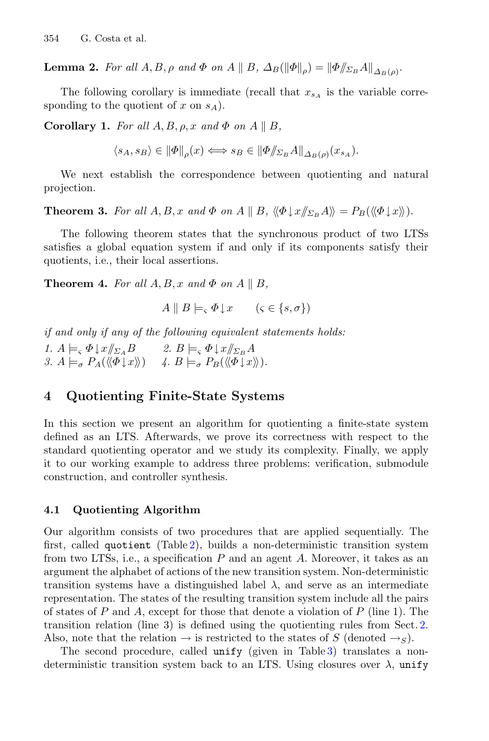**Lemma 2.** *For all $A, B, \rho$ and $\Phi$ on $A \parallel B$, $\Delta_B(\|\Phi\|_\rho) = \|\Phi /\!\!/_{\Sigma_B} A\|_{\Delta_B(\rho)}$.*

The following corollary is immediate (recall that $x_{s_A}$ is the variable corresponding to the quotient of $x$ on $s_A$).

**Corollary 1.** *For all $A, B, \rho, x$ and $\Phi$ on $A \parallel B$,*

$$\langle s_A, s_B \rangle \in \|\Phi\|_\rho(x) \Longleftrightarrow s_B \in \|\Phi /\!\!/_{\Sigma_B} A\|_{\Delta_B(\rho)}(x_{s_A}).$$

We next establish the correspondence between quotienting and natural projection.

**Theorem 3.** *For all $A, B, x$ and $\Phi$ on $A \parallel B$, $\langle\!\langle \Phi \downarrow x /\!\!/_{\Sigma_B} A \rangle\!\rangle = P_B(\langle\!\langle \Phi \downarrow x \rangle\!\rangle)$.*

The following theorem states that the synchronous product of two LTSs satisfies a global equation system if and only if its components satisfy their quotients, i.e., their local assertions.

**Theorem 4.** *For all $A, B, x$ and $\Phi$ on $A \parallel B$,*

$$A \parallel B \models_\varsigma \Phi \downarrow x \qquad (\varsigma \in \{s, \sigma\})$$

*if and only if any of the following equivalent statements holds:*

*1.* $A \models_\varsigma \Phi \downarrow x /\!\!/_{\Sigma_A} B$ *2.* $B \models_\varsigma \Phi \downarrow x /\!\!/_{\Sigma_B} A$
*3.* $A \models_\sigma P_A(\langle\!\langle \Phi \downarrow x \rangle\!\rangle)$ *4.* $B \models_\sigma P_B(\langle\!\langle \Phi \downarrow x \rangle\!\rangle)$.

## 4 Quotienting Finite-State Systems

In this section we present an algorithm for quotienting a finite-state system defined as an LTS. Afterwards, we prove its correctness with respect to the standard quotienting operator and we study its complexity. Finally, we apply it to our working example to address three problems: verification, submodule construction, and controller synthesis.

### 4.1 Quotienting Algorithm

Our algorithm consists of two procedures that are applied sequentially. The first, called `quotient` (Table 2), builds a non-deterministic transition system from two LTSs, i.e., a specification $P$ and an agent $A$. Moreover, it takes as an argument the alphabet of actions of the new transition system. Non-deterministic transition systems have a distinguished label $\lambda$, and serve as an intermediate representation. The states of the resulting transition system include all the pairs of states of $P$ and $A$, except for those that denote a violation of $P$ (line 1). The transition relation (line 3) is defined using the quotienting rules from Sect. 2. Also, note that the relation $\rightarrow$ is restricted to the states of $S$ (denoted $\rightarrow_S$).

The second procedure, called `unify` (given in Table 3) translates a non-deterministic transition system back to an LTS. Using closures over $\lambda$, `unify`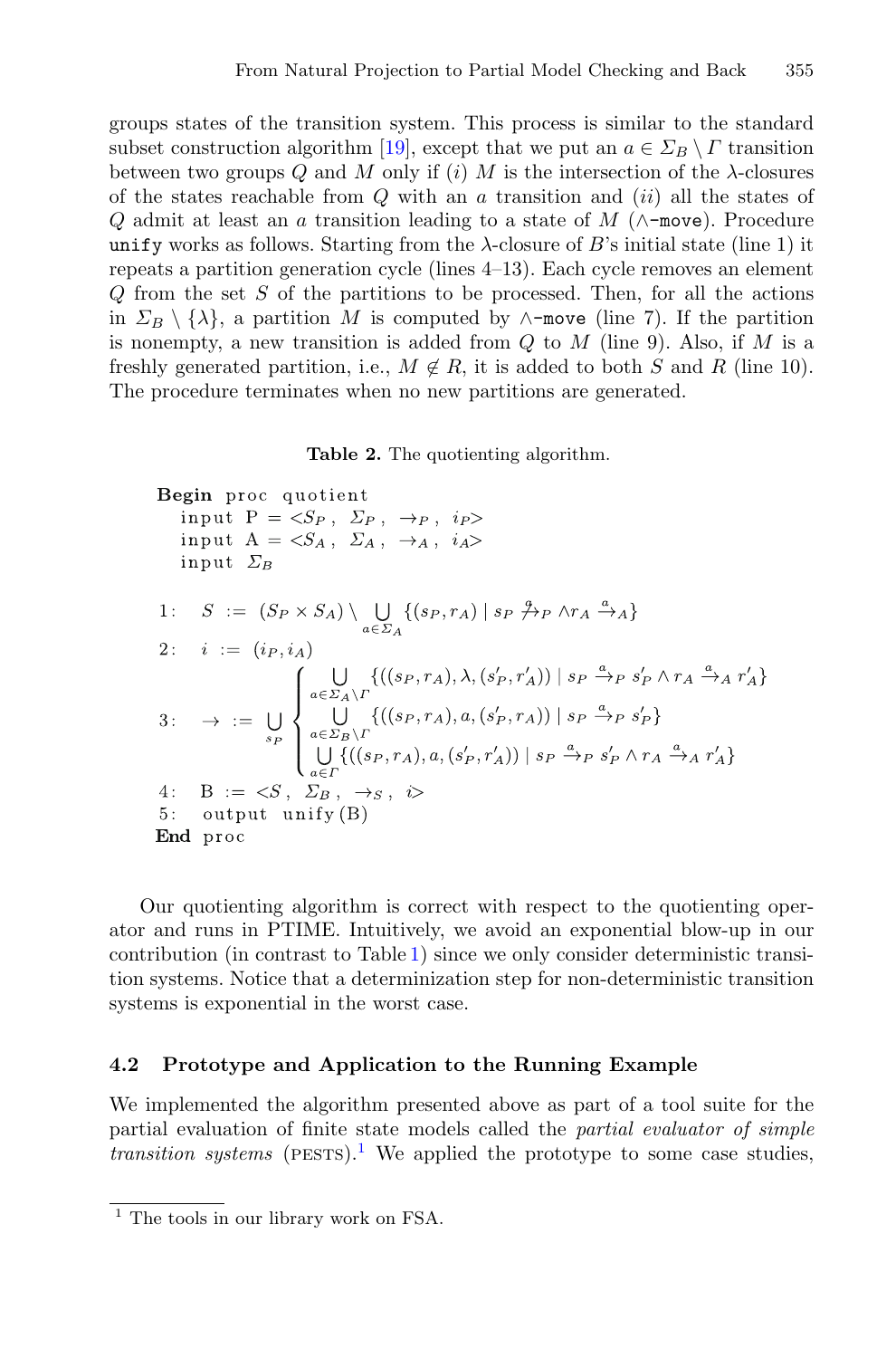groups states of the transition system. This process is similar to the standard subset construction algorithm [19], except that we put an $a \in \Sigma_B \setminus \Gamma$ transition between two groups $Q$ and $M$ only if (*i*) $M$ is the intersection of the $\lambda$-closures of the states reachable from $Q$ with an $a$ transition and (*ii*) all the states of $Q$ admit at least an $a$ transition leading to a state of $M$ ($\wedge$-`move`). Procedure `unify` works as follows. Starting from the $\lambda$-closure of $B$'s initial state (line 1) it repeats a partition generation cycle (lines 4–13). Each cycle removes an element $Q$ from the set $S$ of the partitions to be processed. Then, for all the actions in $\Sigma_B \setminus \{\lambda\}$, a partition $M$ is computed by $\wedge$-`move` (line 7). If the partition is nonempty, a new transition is added from $Q$ to $M$ (line 9). Also, if $M$ is a freshly generated partition, i.e., $M \notin R$, it is added to both $S$ and $R$ (line 10). The procedure terminates when no new partitions are generated.

**Table 2.** The quotienting algorithm.

**Begin** proc quotient
  input P = $<S_P,\ \Sigma_P,\ \rightarrow_P,\ i_P>$
  input A = $<S_A,\ \Sigma_A,\ \rightarrow_A,\ i_A>$
  input $\Sigma_B$

1: $S := (S_P \times S_A) \setminus \bigcup_{a \in \Sigma_A} \{(s_P, r_A) \mid s_P \not\xrightarrow{a}_P \wedge r_A \xrightarrow{a}_A\}$

2: $i := (i_P, i_A)$

3: $$\rightarrow := \bigcup_{s_P} \begin{cases} \bigcup_{a \in \Sigma_A \setminus \Gamma} \{((s_P, r_A), \lambda, (s'_P, r'_A)) \mid s_P \xrightarrow{a}_P s'_P \wedge r_A \xrightarrow{a}_A r'_A\} \\ \bigcup_{a \in \Sigma_B \setminus \Gamma} \{((s_P, r_A), a, (s'_P, r_A)) \mid s_P \xrightarrow{a}_P s'_P\} \\ \bigcup_{a \in \Gamma} \{((s_P, r_A), a, (s'_P, r'_A)) \mid s_P \xrightarrow{a}_P s'_P \wedge r_A \xrightarrow{a}_A r'_A\} \end{cases}$$

4: B := $<S,\ \Sigma_B,\ \rightarrow_S,\ i>$
5: output unify(B)
**End** proc

Our quotienting algorithm is correct with respect to the quotienting operator and runs in PTIME. Intuitively, we avoid an exponential blow-up in our contribution (in contrast to Table 1) since we only consider deterministic transition systems. Notice that a determinization step for non-deterministic transition systems is exponential in the worst case.

### 4.2 Prototype and Application to the Running Example

We implemented the algorithm presented above as part of a tool suite for the partial evaluation of finite state models called the *partial evaluator of simple transition systems* (PESTS).[1] We applied the prototype to some case studies,

[1] The tools in our library work on FSA.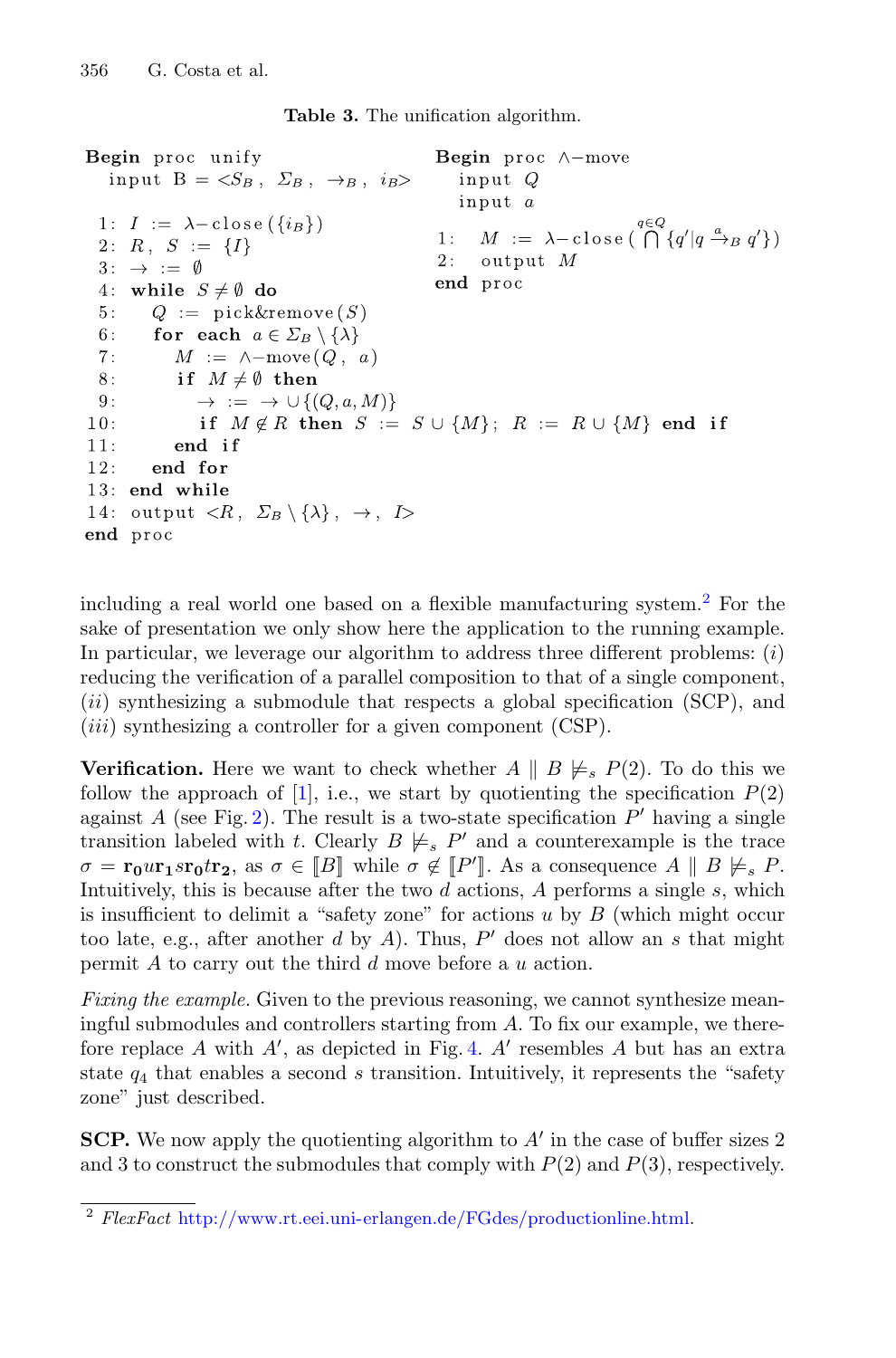Table 3. The unification algorithm.

```
Begin proc unify
  input B = <S_B, Σ_B, →_B, i_B>
  1: I := λ-close({i_B})
  2: R, S := {I}
  3: → := ∅
  4: while S ≠ ∅ do
  5:    Q := pick&remove(S)
  6:    for each a ∈ Σ_B \ {λ}
  7:       M := ∧-move(Q, a)
  8:       if M ≠ ∅ then
  9:          → := → ∪ {(Q, a, M)}
 10:          if M ∉ R then S := S ∪ {M}; R := R ∪ {M} end if
 11:       end if
 12:    end for
 13: end while
 14: output <R, Σ_B \ {λ}, →, I>
end proc
```

```
Begin proc ∧-move
  input Q
  input a
  1:  M := λ-close( ⋂_{q∈Q} {q' | q -a->_B q'} )
  2:  output M
end proc
```

including a real world one based on a flexible manufacturing system.[2] For the sake of presentation we only show here the application to the running example. In particular, we leverage our algorithm to address three different problems: $(i)$ reducing the verification of a parallel composition to that of a single component, $(ii)$ synthesizing a submodule that respects a global specification (SCP), and $(iii)$ synthesizing a controller for a given component (CSP).

**Verification.** Here we want to check whether $A \parallel B \not\models_s P(2)$. To do this we follow the approach of [1], i.e., we start by quotienting the specification $P(2)$ against $A$ (see Fig. 2). The result is a two-state specification $P'$ having a single transition labeled with $t$. Clearly $B \not\models_s P'$ and a counterexample is the trace $\sigma = \mathbf{r_0} u \mathbf{r_1} s \mathbf{r_0} t \mathbf{r_2}$, as $\sigma \in [\![B]\!]$ while $\sigma \notin [\![P']\!]$. As a consequence $A \parallel B \not\models_s P$. Intuitively, this is because after the two $d$ actions, $A$ performs a single $s$, which is insufficient to delimit a "safety zone" for actions $u$ by $B$ (which might occur too late, e.g., after another $d$ by $A$). Thus, $P'$ does not allow an $s$ that might permit $A$ to carry out the third $d$ move before a $u$ action.

*Fixing the example.* Given to the previous reasoning, we cannot synthesize meaningful submodules and controllers starting from $A$. To fix our example, we therefore replace $A$ with $A'$, as depicted in Fig. 4. $A'$ resembles $A$ but has an extra state $q_4$ that enables a second $s$ transition. Intuitively, it represents the "safety zone" just described.

**SCP.** We now apply the quotienting algorithm to $A'$ in the case of buffer sizes 2 and 3 to construct the submodules that comply with $P(2)$ and $P(3)$, respectively.

[2] *FlexFact* http://www.rt.eei.uni-erlangen.de/FGdes/productionline.html.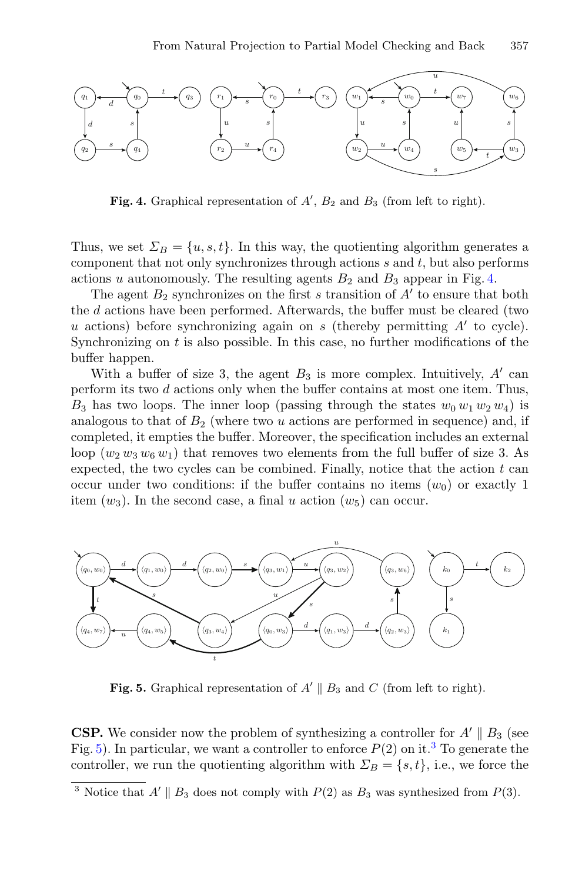**Fig. 4.** Graphical representation of $A'$, $B_2$ and $B_3$ (from left to right).

Thus, we set $\Sigma_B = \{u, s, t\}$. In this way, the quotienting algorithm generates a component that not only synchronizes through actions $s$ and $t$, but also performs actions $u$ autonomously. The resulting agents $B_2$ and $B_3$ appear in Fig. 4.

The agent $B_2$ synchronizes on the first $s$ transition of $A'$ to ensure that both the $d$ actions have been performed. Afterwards, the buffer must be cleared (two $u$ actions) before synchronizing again on $s$ (thereby permitting $A'$ to cycle). Synchronizing on $t$ is also possible. In this case, no further modifications of the buffer happen.

With a buffer of size 3, the agent $B_3$ is more complex. Intuitively, $A'$ can perform its two $d$ actions only when the buffer contains at most one item. Thus, $B_3$ has two loops. The inner loop (passing through the states $w_0\, w_1\, w_2\, w_4$) is analogous to that of $B_2$ (where two $u$ actions are performed in sequence) and, if completed, it empties the buffer. Moreover, the specification includes an external loop ($w_2\, w_3\, w_6\, w_1$) that removes two elements from the full buffer of size 3. As expected, the two cycles can be combined. Finally, notice that the action $t$ can occur under two conditions: if the buffer contains no items ($w_0$) or exactly 1 item ($w_3$). In the second case, a final $u$ action ($w_5$) can occur.

**Fig. 5.** Graphical representation of $A' \parallel B_3$ and $C$ (from left to right).

**CSP.** We consider now the problem of synthesizing a controller for $A' \parallel B_3$ (see Fig. 5). In particular, we want a controller to enforce $P(2)$ on it.[3] To generate the controller, we run the quotienting algorithm with $\Sigma_B = \{s, t\}$, i.e., we force the

[3] Notice that $A' \parallel B_3$ does not comply with $P(2)$ as $B_3$ was synthesized from $P(3)$.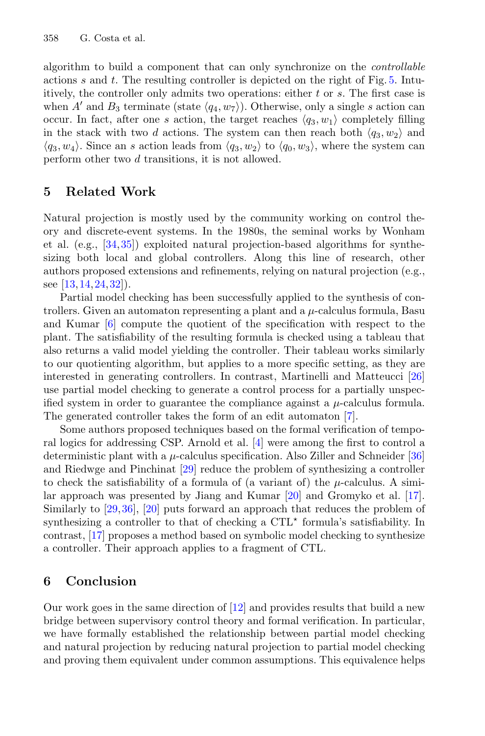algorithm to build a component that can only synchronize on the *controllable* actions $s$ and $t$. The resulting controller is depicted on the right of Fig. 5. Intuitively, the controller only admits two operations: either $t$ or $s$. The first case is when $A'$ and $B_3$ terminate (state $\langle q_4, w_7 \rangle$). Otherwise, only a single $s$ action can occur. In fact, after one $s$ action, the target reaches $\langle q_3, w_1 \rangle$ completely filling in the stack with two $d$ actions. The system can then reach both $\langle q_3, w_2 \rangle$ and $\langle q_3, w_4 \rangle$. Since an $s$ action leads from $\langle q_3, w_2 \rangle$ to $\langle q_0, w_3 \rangle$, where the system can perform other two $d$ transitions, it is not allowed.

## 5 Related Work

Natural projection is mostly used by the community working on control theory and discrete-event systems. In the 1980s, the seminal works by Wonham et al. (e.g., [34,35]) exploited natural projection-based algorithms for synthesizing both local and global controllers. Along this line of research, other authors proposed extensions and refinements, relying on natural projection (e.g., see [13,14,24,32]).

Partial model checking has been successfully applied to the synthesis of controllers. Given an automaton representing a plant and a $\mu$-calculus formula, Basu and Kumar [6] compute the quotient of the specification with respect to the plant. The satisfiability of the resulting formula is checked using a tableau that also returns a valid model yielding the controller. Their tableau works similarly to our quotienting algorithm, but applies to a more specific setting, as they are interested in generating controllers. In contrast, Martinelli and Matteucci [26] use partial model checking to generate a control process for a partially unspecified system in order to guarantee the compliance against a $\mu$-calculus formula. The generated controller takes the form of an edit automaton [7].

Some authors proposed techniques based on the formal verification of temporal logics for addressing CSP. Arnold et al. [4] were among the first to control a deterministic plant with a $\mu$-calculus specification. Also Ziller and Schneider [36] and Riedwge and Pinchinat [29] reduce the problem of synthesizing a controller to check the satisfiability of a formula of (a variant of) the $\mu$-calculus. A similar approach was presented by Jiang and Kumar [20] and Gromyko et al. [17]. Similarly to [29,36], [20] puts forward an approach that reduces the problem of synthesizing a controller to that of checking a CTL$^\star$ formula's satisfiability. In contrast, [17] proposes a method based on symbolic model checking to synthesize a controller. Their approach applies to a fragment of CTL.

## 6 Conclusion

Our work goes in the same direction of [12] and provides results that build a new bridge between supervisory control theory and formal verification. In particular, we have formally established the relationship between partial model checking and natural projection by reducing natural projection to partial model checking and proving them equivalent under common assumptions. This equivalence helps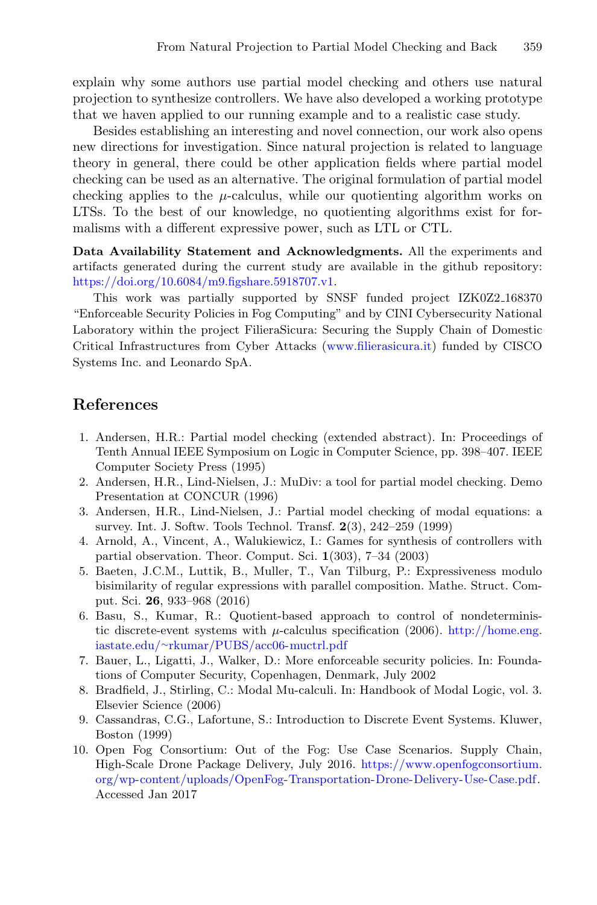explain why some authors use partial model checking and others use natural projection to synthesize controllers. We have also developed a working prototype that we haven applied to our running example and to a realistic case study.

Besides establishing an interesting and novel connection, our work also opens new directions for investigation. Since natural projection is related to language theory in general, there could be other application fields where partial model checking can be used as an alternative. The original formulation of partial model checking applies to the $\mu$-calculus, while our quotienting algorithm works on LTSs. To the best of our knowledge, no quotienting algorithms exist for formalisms with a different expressive power, such as LTL or CTL.

**Data Availability Statement and Acknowledgments.** All the experiments and artifacts generated during the current study are available in the github repository: https://doi.org/10.6084/m9.figshare.5918707.v1.

This work was partially supported by SNSF funded project IZK0Z2_168370 "Enforceable Security Policies in Fog Computing" and by CINI Cybersecurity National Laboratory within the project FilieraSicura: Securing the Supply Chain of Domestic Critical Infrastructures from Cyber Attacks (www.filierasicura.it) funded by CISCO Systems Inc. and Leonardo SpA.

## References

1. Andersen, H.R.: Partial model checking (extended abstract). In: Proceedings of Tenth Annual IEEE Symposium on Logic in Computer Science, pp. 398–407. IEEE Computer Society Press (1995)
2. Andersen, H.R., Lind-Nielsen, J.: MuDiv: a tool for partial model checking. Demo Presentation at CONCUR (1996)
3. Andersen, H.R., Lind-Nielsen, J.: Partial model checking of modal equations: a survey. Int. J. Softw. Tools Technol. Transf. **2**(3), 242–259 (1999)
4. Arnold, A., Vincent, A., Walukiewicz, I.: Games for synthesis of controllers with partial observation. Theor. Comput. Sci. **1**(303), 7–34 (2003)
5. Baeten, J.C.M., Luttik, B., Muller, T., Van Tilburg, P.: Expressiveness modulo bisimilarity of regular expressions with parallel composition. Mathe. Struct. Comput. Sci. **26**, 933–968 (2016)
6. Basu, S., Kumar, R.: Quotient-based approach to control of nondeterministic discrete-event systems with $\mu$-calculus specification (2006). http://home.eng.iastate.edu/~rkumar/PUBS/acc06-muctrl.pdf
7. Bauer, L., Ligatti, J., Walker, D.: More enforceable security policies. In: Foundations of Computer Security, Copenhagen, Denmark, July 2002
8. Bradfield, J., Stirling, C.: Modal Mu-calculi. In: Handbook of Modal Logic, vol. 3. Elsevier Science (2006)
9. Cassandras, C.G., Lafortune, S.: Introduction to Discrete Event Systems. Kluwer, Boston (1999)
10. Open Fog Consortium: Out of the Fog: Use Case Scenarios. Supply Chain, High-Scale Drone Package Delivery, July 2016. https://www.openfogconsortium.org/wp-content/uploads/OpenFog-Transportation-Drone-Delivery-Use-Case.pdf. Accessed Jan 2017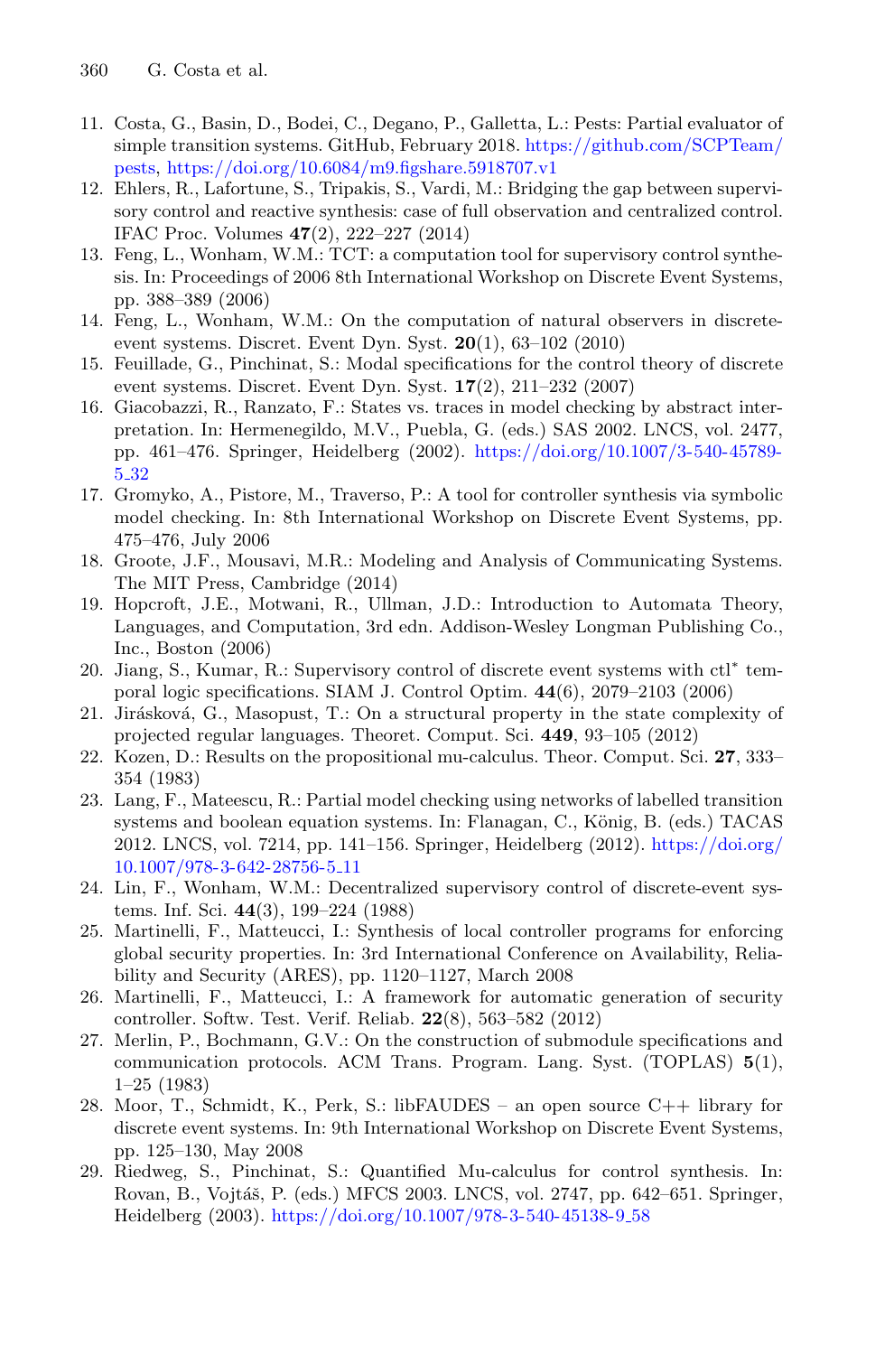11. Costa, G., Basin, D., Bodei, C., Degano, P., Galletta, L.: Pests: Partial evaluator of simple transition systems. GitHub, February 2018. https://github.com/SCPTeam/pests, https://doi.org/10.6084/m9.figshare.5918707.v1
12. Ehlers, R., Lafortune, S., Tripakis, S., Vardi, M.: Bridging the gap between supervisory control and reactive synthesis: case of full observation and centralized control. IFAC Proc. Volumes **47**(2), 222–227 (2014)
13. Feng, L., Wonham, W.M.: TCT: a computation tool for supervisory control synthesis. In: Proceedings of 2006 8th International Workshop on Discrete Event Systems, pp. 388–389 (2006)
14. Feng, L., Wonham, W.M.: On the computation of natural observers in discrete-event systems. Discret. Event Dyn. Syst. **20**(1), 63–102 (2010)
15. Feuillade, G., Pinchinat, S.: Modal specifications for the control theory of discrete event systems. Discret. Event Dyn. Syst. **17**(2), 211–232 (2007)
16. Giacobazzi, R., Ranzato, F.: States vs. traces in model checking by abstract interpretation. In: Hermenegildo, M.V., Puebla, G. (eds.) SAS 2002. LNCS, vol. 2477, pp. 461–476. Springer, Heidelberg (2002). https://doi.org/10.1007/3-540-45789-5_32
17. Gromyko, A., Pistore, M., Traverso, P.: A tool for controller synthesis via symbolic model checking. In: 8th International Workshop on Discrete Event Systems, pp. 475–476, July 2006
18. Groote, J.F., Mousavi, M.R.: Modeling and Analysis of Communicating Systems. The MIT Press, Cambridge (2014)
19. Hopcroft, J.E., Motwani, R., Ullman, J.D.: Introduction to Automata Theory, Languages, and Computation, 3rd edn. Addison-Wesley Longman Publishing Co., Inc., Boston (2006)
20. Jiang, S., Kumar, R.: Supervisory control of discrete event systems with ctl$^*$ temporal logic specifications. SIAM J. Control Optim. **44**(6), 2079–2103 (2006)
21. Jirásková, G., Masopust, T.: On a structural property in the state complexity of projected regular languages. Theoret. Comput. Sci. **449**, 93–105 (2012)
22. Kozen, D.: Results on the propositional mu-calculus. Theor. Comput. Sci. **27**, 333–354 (1983)
23. Lang, F., Mateescu, R.: Partial model checking using networks of labelled transition systems and boolean equation systems. In: Flanagan, C., König, B. (eds.) TACAS 2012. LNCS, vol. 7214, pp. 141–156. Springer, Heidelberg (2012). https://doi.org/10.1007/978-3-642-28756-5_11
24. Lin, F., Wonham, W.M.: Decentralized supervisory control of discrete-event systems. Inf. Sci. **44**(3), 199–224 (1988)
25. Martinelli, F., Matteucci, I.: Synthesis of local controller programs for enforcing global security properties. In: 3rd International Conference on Availability, Reliability and Security (ARES), pp. 1120–1127, March 2008
26. Martinelli, F., Matteucci, I.: A framework for automatic generation of security controller. Softw. Test. Verif. Reliab. **22**(8), 563–582 (2012)
27. Merlin, P., Bochmann, G.V.: On the construction of submodule specifications and communication protocols. ACM Trans. Program. Lang. Syst. (TOPLAS) **5**(1), 1–25 (1983)
28. Moor, T., Schmidt, K., Perk, S.: libFAUDES – an open source C++ library for discrete event systems. In: 9th International Workshop on Discrete Event Systems, pp. 125–130, May 2008
29. Riedweg, S., Pinchinat, S.: Quantified Mu-calculus for control synthesis. In: Rovan, B., Vojtáš, P. (eds.) MFCS 2003. LNCS, vol. 2747, pp. 642–651. Springer, Heidelberg (2003). https://doi.org/10.1007/978-3-540-45138-9_58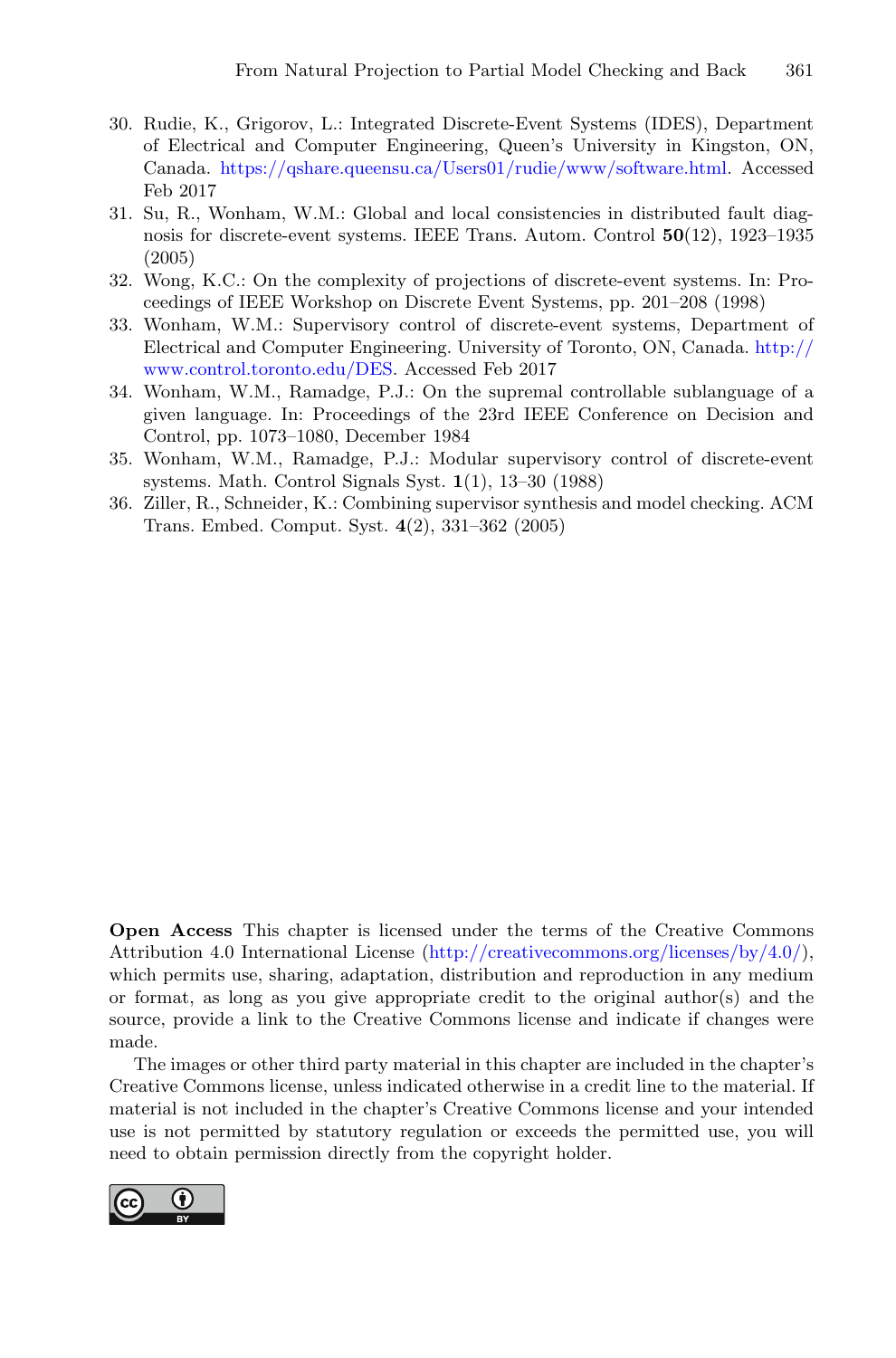30. Rudie, K., Grigorov, L.: Integrated Discrete-Event Systems (IDES), Department of Electrical and Computer Engineering, Queen's University in Kingston, ON, Canada. https://qshare.queensu.ca/Users01/rudie/www/software.html. Accessed Feb 2017
31. Su, R., Wonham, W.M.: Global and local consistencies in distributed fault diagnosis for discrete-event systems. IEEE Trans. Autom. Control **50**(12), 1923–1935 (2005)
32. Wong, K.C.: On the complexity of projections of discrete-event systems. In: Proceedings of IEEE Workshop on Discrete Event Systems, pp. 201–208 (1998)
33. Wonham, W.M.: Supervisory control of discrete-event systems, Department of Electrical and Computer Engineering. University of Toronto, ON, Canada. http://www.control.toronto.edu/DES. Accessed Feb 2017
34. Wonham, W.M., Ramadge, P.J.: On the supremal controllable sublanguage of a given language. In: Proceedings of the 23rd IEEE Conference on Decision and Control, pp. 1073–1080, December 1984
35. Wonham, W.M., Ramadge, P.J.: Modular supervisory control of discrete-event systems. Math. Control Signals Syst. **1**(1), 13–30 (1988)
36. Ziller, R., Schneider, K.: Combining supervisor synthesis and model checking. ACM Trans. Embed. Comput. Syst. **4**(2), 331–362 (2005)

**Open Access** This chapter is licensed under the terms of the Creative Commons Attribution 4.0 International License (http://creativecommons.org/licenses/by/4.0/), which permits use, sharing, adaptation, distribution and reproduction in any medium or format, as long as you give appropriate credit to the original author(s) and the source, provide a link to the Creative Commons license and indicate if changes were made.

The images or other third party material in this chapter are included in the chapter's Creative Commons license, unless indicated otherwise in a credit line to the material. If material is not included in the chapter's Creative Commons license and your intended use is not permitted by statutory regulation or exceeds the permitted use, you will need to obtain permission directly from the copyright holder.